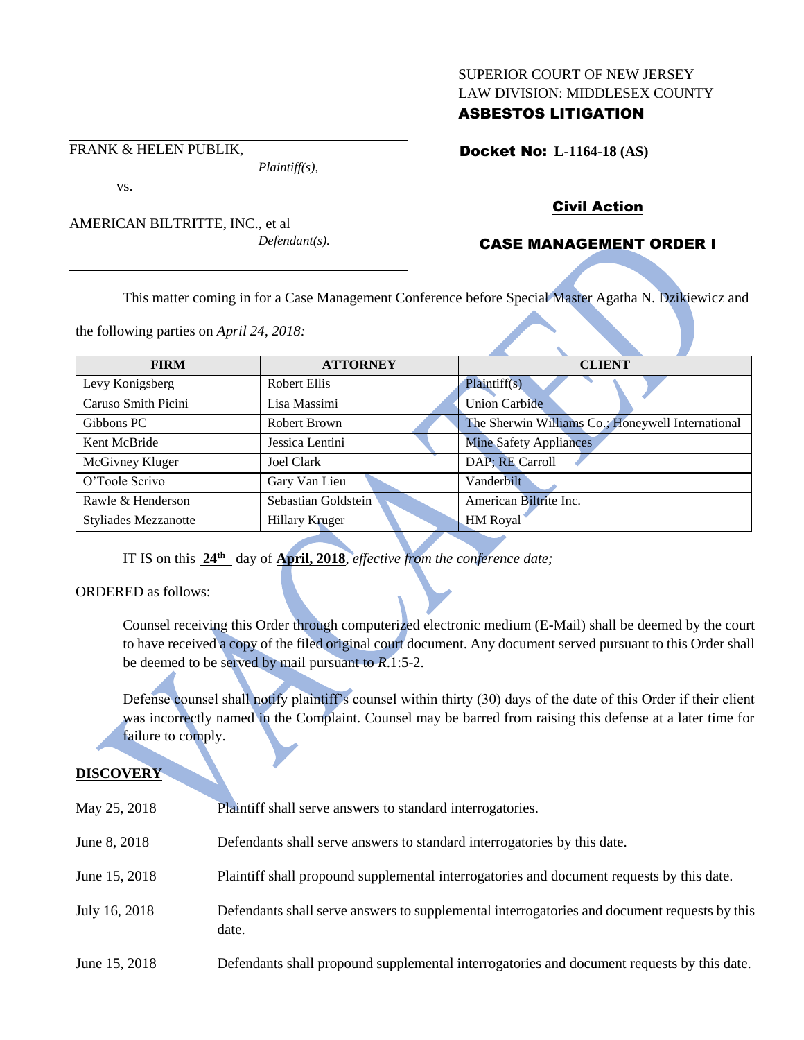SUPERIOR COURT OF NEW JERSEY
LAW DIVISION: MIDDLESEX COUNTY
**ASBESTOS LITIGATION**

FRANK & HELEN PUBLIK,
*Plaintiff(s),*

vs.

AMERICAN BILTRITTE, INC., et al
*Defendant(s).*

**Docket No: L-1164-18 (AS)**

**Civil Action**

**CASE MANAGEMENT ORDER I**

VACATED

This matter coming in for a Case Management Conference before Special Master Agatha N. Dzikiewicz and the following parties on *April 24, 2018:*

| FIRM | ATTORNEY | CLIENT |
|---|---|---|
| Levy Konigsberg | Robert Ellis | Plaintiff(s) |
| Caruso Smith Picini | Lisa Massimi | Union Carbide |
| Gibbons PC | Robert Brown | The Sherwin Williams Co.; Honeywell International |
| Kent McBride | Jessica Lentini | Mine Safety Appliances |
| McGivney Kluger | Joel Clark | DAP; RE Carroll |
| O'Toole Scrivo | Gary Van Lieu | Vanderbilt |
| Rawle & Henderson | Sebastian Goldstein | American Biltrite Inc. |
| Styliades Mezzanotte | Hillary Kruger | HM Royal |

IT IS on this **24th** day of **April, 2018**, *effective from the conference date;*

ORDERED as follows:

Counsel receiving this Order through computerized electronic medium (E-Mail) shall be deemed by the court to have received a copy of the filed original court document. Any document served pursuant to this Order shall be deemed to be served by mail pursuant to *R*.1:5-2.

Defense counsel shall notify plaintiff's counsel within thirty (30) days of the date of this Order if their client was incorrectly named in the Complaint. Counsel may be barred from raising this defense at a later time for failure to comply.

**DISCOVERY**

| | |
|---|---|
| May 25, 2018 | Plaintiff shall serve answers to standard interrogatories. |
| June 8, 2018 | Defendants shall serve answers to standard interrogatories by this date. |
| June 15, 2018 | Plaintiff shall propound supplemental interrogatories and document requests by this date. |
| July 16, 2018 | Defendants shall serve answers to supplemental interrogatories and document requests by this date. |
| June 15, 2018 | Defendants shall propound supplemental interrogatories and document requests by this date. |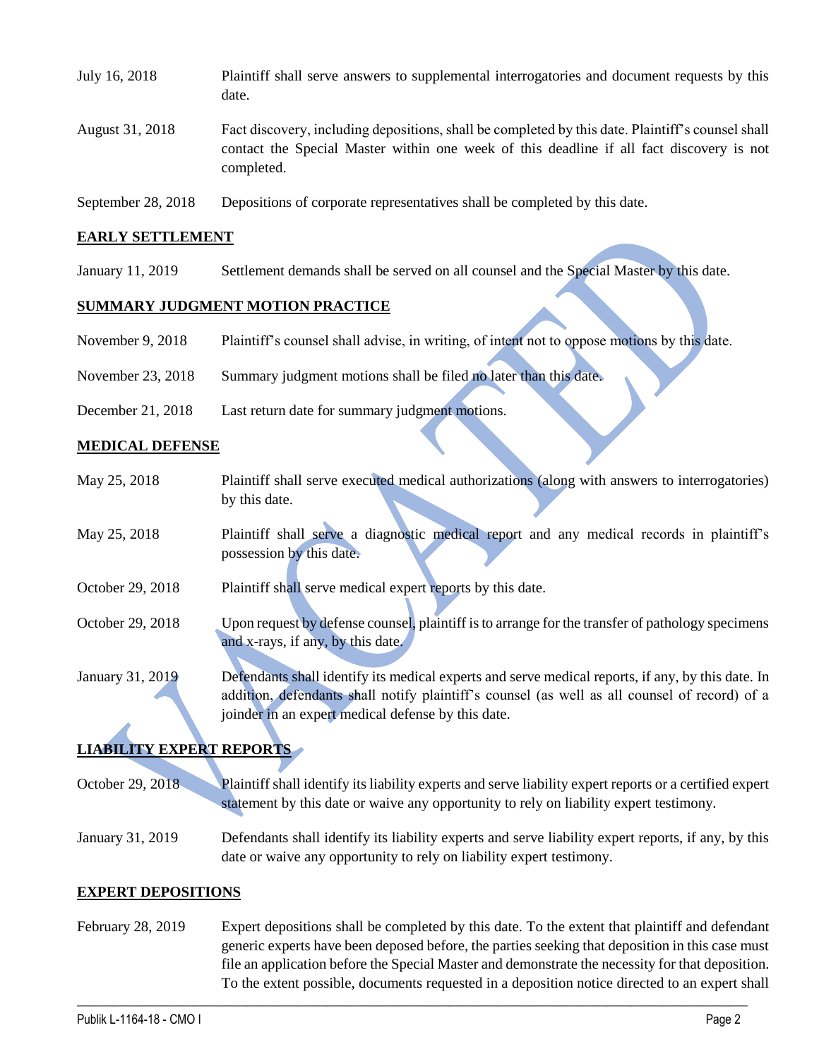| | |
|---|---|
| July 16, 2018 | Plaintiff shall serve answers to supplemental interrogatories and document requests by this date. |
| August 31, 2018 | Fact discovery, including depositions, shall be completed by this date. Plaintiff's counsel shall contact the Special Master within one week of this deadline if all fact discovery is not completed. |
| September 28, 2018 | Depositions of corporate representatives shall be completed by this date. |

**EARLY SETTLEMENT**

| | |
|---|---|
| January 11, 2019 | Settlement demands shall be served on all counsel and the Special Master by this date. |

**SUMMARY JUDGMENT MOTION PRACTICE**

| | |
|---|---|
| November 9, 2018 | Plaintiff's counsel shall advise, in writing, of intent not to oppose motions by this date. |
| November 23, 2018 | Summary judgment motions shall be filed no later than this date. |
| December 21, 2018 | Last return date for summary judgment motions. |

**MEDICAL DEFENSE**

| | |
|---|---|
| May 25, 2018 | Plaintiff shall serve executed medical authorizations (along with answers to interrogatories) by this date. |
| May 25, 2018 | Plaintiff shall serve a diagnostic medical report and any medical records in plaintiff's possession by this date. |
| October 29, 2018 | Plaintiff shall serve medical expert reports by this date. |
| October 29, 2018 | Upon request by defense counsel, plaintiff is to arrange for the transfer of pathology specimens and x-rays, if any, by this date. |
| January 31, 2019 | Defendants shall identify its medical experts and serve medical reports, if any, by this date. In addition, defendants shall notify plaintiff's counsel (as well as all counsel of record) of a joinder in an expert medical defense by this date. |

**LIABILITY EXPERT REPORTS**

| | |
|---|---|
| October 29, 2018 | Plaintiff shall identify its liability experts and serve liability expert reports or a certified expert statement by this date or waive any opportunity to rely on liability expert testimony. |
| January 31, 2019 | Defendants shall identify its liability experts and serve liability expert reports, if any, by this date or waive any opportunity to rely on liability expert testimony. |

**EXPERT DEPOSITIONS**

| | |
|---|---|
| February 28, 2019 | Expert depositions shall be completed by this date. To the extent that plaintiff and defendant generic experts have been deposed before, the parties seeking that deposition in this case must file an application before the Special Master and demonstrate the necessity for that deposition. To the extent possible, documents requested in a deposition notice directed to an expert shall |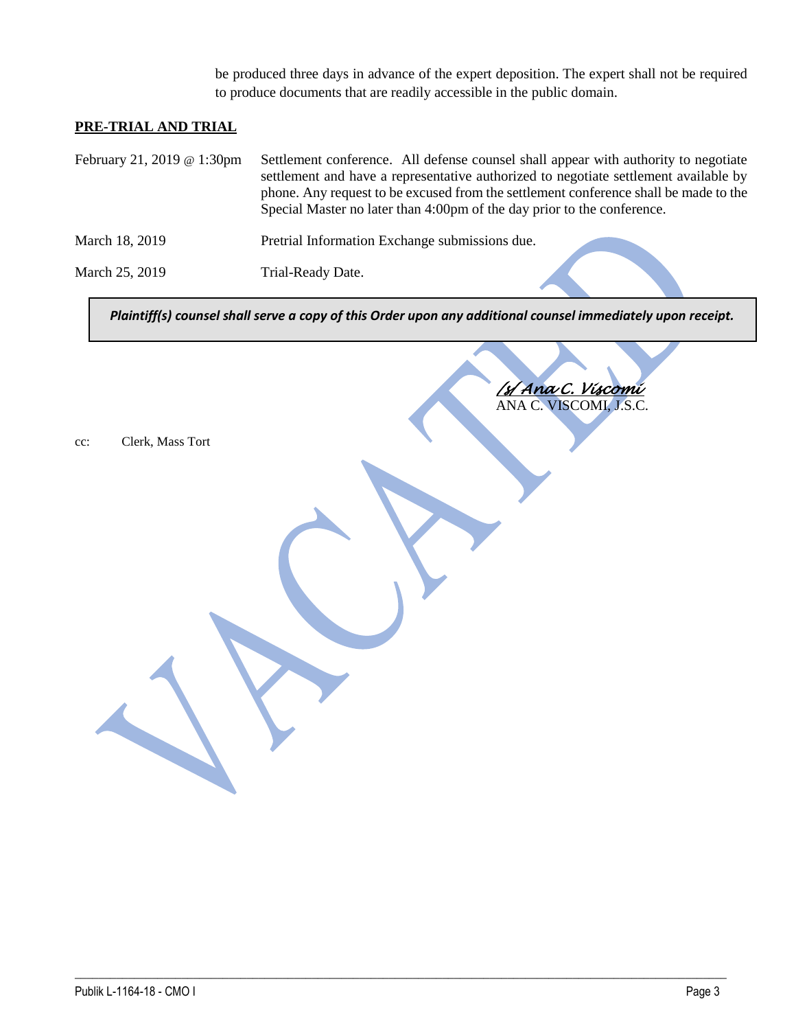be produced three days in advance of the expert deposition. The expert shall not be required to produce documents that are readily accessible in the public domain.

**PRE-TRIAL AND TRIAL**

| | |
|---|---|
| February 21, 2019 @ 1:30pm | Settlement conference. All defense counsel shall appear with authority to negotiate settlement and have a representative authorized to negotiate settlement available by phone. Any request to be excused from the settlement conference shall be made to the Special Master no later than 4:00pm of the day prior to the conference. |
| March 18, 2019 | Pretrial Information Exchange submissions due. |
| March 25, 2019 | Trial-Ready Date. |

***Plaintiff(s) counsel shall serve a copy of this Order upon any additional counsel immediately upon receipt.***

/s/ Ana C. Viscomi
ANA C. VISCOMI, J.S.C.

cc: Clerk, Mass Tort

VACATED